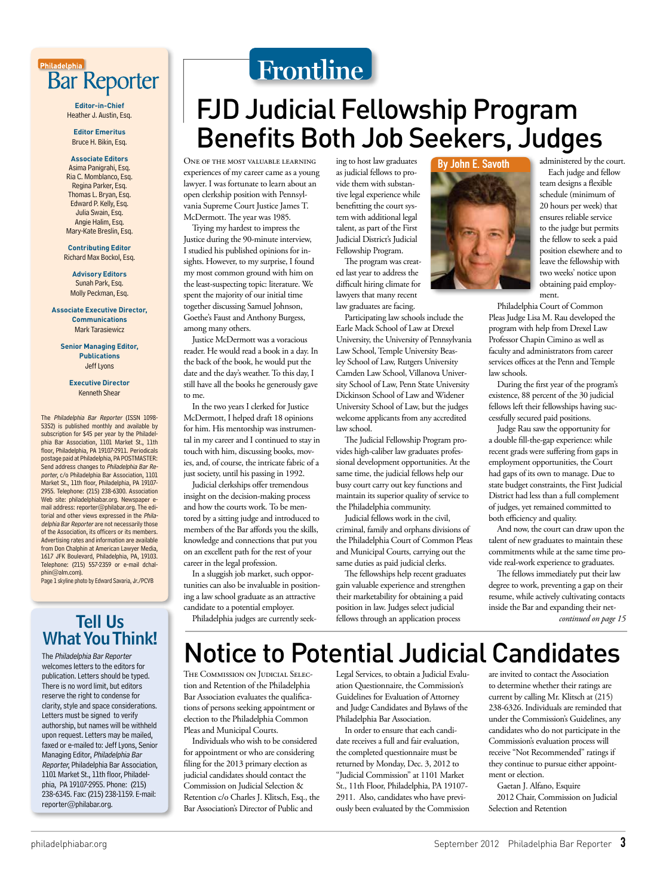# Philadelphia Bar Reporter

**Editor-in-Chief**
Heather J. Austin, Esq.

**Editor Emeritus**
Bruce H. Bikin, Esq.

**Associate Editors**
Asima Panigrahi, Esq.
Ria C. Momblanco, Esq.
Regina Parker, Esq.
Thomas L. Bryan, Esq.
Edward P. Kelly, Esq.
Julia Swain, Esq.
Angie Halim, Esq.
Mary-Kate Breslin, Esq.

**Contributing Editor**
Richard Max Bockol, Esq.

**Advisory Editors**
Sunah Park, Esq.
Molly Peckman, Esq.

**Associate Executive Director, Communications**
Mark Tarasiewicz

**Senior Managing Editor, Publications**
Jeff Lyons

**Executive Director**
Kenneth Shear

The *Philadelphia Bar Reporter* (ISSN 1098-5352) is published monthly and available by subscription for $45 per year by the Philadelphia Bar Association, 1101 Market St., 11th floor, Philadelphia, PA 19107-2911. Periodicals postage paid at Philadelphia, PA POSTMASTER: Send address changes to *Philadelphia Bar Reporter*, c/o Philadelphia Bar Association, 1101 Market St., 11th floor, Philadelphia, PA 19107-2955. Telephone: (215) 238-6300. Association Web site: philadelphiabar.org. Newspaper e-mail address: reporter@philabar.org. The editorial and other views expressed in the *Philadelphia Bar Reporter* are not necessarily those of the Association, its officers or its members. Advertising rates and information are available from Don Chalphin at American Lawyer Media, 1617 JFK Boulevard, Philadelphia, PA, 19103. Telephone: (215) 557-2359 or e-mail dchalphin@alm.com).
Page 1 skyline photo by Edward Savaria, Jr./PCVB

## Tell Us What You Think!

The *Philadelphia Bar Reporter* welcomes letters to the editors for publication. Letters should be typed. There is no word limit, but editors reserve the right to condense for clarity, style and space considerations. Letters must be signed to verify authorship, but names will be withheld upon request. Letters may be mailed, faxed or e-mailed to: Jeff Lyons, Senior Managing Editor, *Philadelphia Bar Reporter*, Philadelphia Bar Association, 1101 Market St., 11th floor, Philadelphia, PA 19107-2955. Phone: (215) 238-6345. Fax: (215) 238-1159. E-mail: reporter@philabar.org.

# Frontline

## FJD Judicial Fellowship Program Benefits Both Job Seekers, Judges

**By John E. Savoth**

One of the most valuable learning experiences of my career came as a young lawyer. I was fortunate to learn about an open clerkship position with Pennsylvania Supreme Court Justice James T. McDermott. The year was 1985.

Trying my hardest to impress the Justice during the 90-minute interview, I studied his published opinions for insights. However, to my surprise, I found my most common ground with him on the least-suspecting topic: literature. We spent the majority of our initial time together discussing Samuel Johnson, Goethe's Faust and Anthony Burgess, among many others.

Justice McDermott was a voracious reader. He would read a book in a day. In the back of the book, he would put the date and the day's weather. To this day, I still have all the books he generously gave to me.

In the two years I clerked for Justice McDermott, I helped draft 18 opinions for him. His mentorship was instrumental in my career and I continued to stay in touch with him, discussing books, movies, and, of course, the intricate fabric of a just society, until his passing in 1992.

Judicial clerkships offer tremendous insight on the decision-making process and how the courts work. To be mentored by a sitting judge and introduced to members of the Bar affords you the skills, knowledge and connections that put you on an excellent path for the rest of your career in the legal profession.

In a sluggish job market, such opportunities can also be invaluable in positioning a law school graduate as an attractive candidate to a potential employer.

Philadelphia judges are currently seeking to host law graduates as judicial fellows to provide them with substantive legal experience while benefitting the court system with additional legal talent, as part of the First Judicial District's Judicial Fellowship Program.

The program was created last year to address the difficult hiring climate for lawyers that many recent law graduates are facing.

Participating law schools include the Earle Mack School of Law at Drexel University, the University of Pennsylvania Law School, Temple University Beasley School of Law, Rutgers University Camden Law School, Villanova University School of Law, Penn State University Dickinson School of Law and Widener University School of Law, but the judges welcome applicants from any accredited law school.

The Judicial Fellowship Program provides high-caliber law graduates professional development opportunities. At the same time, the judicial fellows help our busy court carry out key functions and maintain its superior quality of service to the Philadelphia community.

Judicial fellows work in the civil, criminal, family and orphans divisions of the Philadelphia Court of Common Pleas and Municipal Courts, carrying out the same duties as paid judicial clerks.

The fellowships help recent graduates gain valuable experience and strengthen their marketability for obtaining a paid position in law. Judges select judicial fellows through an application process administered by the court.

Each judge and fellow team designs a flexible schedule (minimum of 20 hours per week) that ensures reliable service to the judge but permits the fellow to seek a paid position elsewhere and to leave the fellowship with two weeks' notice upon obtaining paid employment.

Philadelphia Court of Common Pleas Judge Lisa M. Rau developed the program with help from Drexel Law Professor Chapin Cimino as well as faculty and administrators from career services offices at the Penn and Temple law schools.

During the first year of the program's existence, 88 percent of the 30 judicial fellows left their fellowships having successfully secured paid positions.

Judge Rau saw the opportunity for a double fill-the-gap experience: while recent grads were suffering from gaps in employment opportunities, the Court had gaps of its own to manage. Due to state budget constraints, the First Judicial District had less than a full complement of judges, yet remained committed to both efficiency and quality.

And now, the court can draw upon the talent of new graduates to maintain these commitments while at the same time provide real-work experience to graduates.

The fellows immediately put their law degree to work, preventing a gap on their resume, while actively cultivating contacts inside the Bar and expanding their net-

*continued on page 15*

## Notice to Potential Judicial Candidates

The Commission on Judicial Selection and Retention of the Philadelphia Bar Association evaluates the qualifications of persons seeking appointment or election to the Philadelphia Common Pleas and Municipal Courts.

Individuals who wish to be considered for appointment or who are considering filing for the 2013 primary election as judicial candidates should contact the Commission on Judicial Selection & Retention c/o Charles J. Klitsch, Esq., the Bar Association's Director of Public and Legal Services, to obtain a Judicial Evaluation Questionnaire, the Commission's Guidelines for Evaluation of Attorney and Judge Candidates and Bylaws of the Philadelphia Bar Association.

In order to ensure that each candidate receives a full and fair evaluation, the completed questionnaire must be returned by Monday, Dec. 3, 2012 to "Judicial Commission" at 1101 Market St., 11th Floor, Philadelphia, PA 19107-2911. Also, candidates who have previously been evaluated by the Commission are invited to contact the Association to determine whether their ratings are current by calling Mr. Klitsch at (215) 238-6326. Individuals are reminded that under the Commission's Guidelines, any candidates who do not participate in the Commission's evaluation process will receive "Not Recommended" ratings if they continue to pursue either appointment or election.

Gaetan J. Alfano, Esquire
2012 Chair, Commission on Judicial Selection and Retention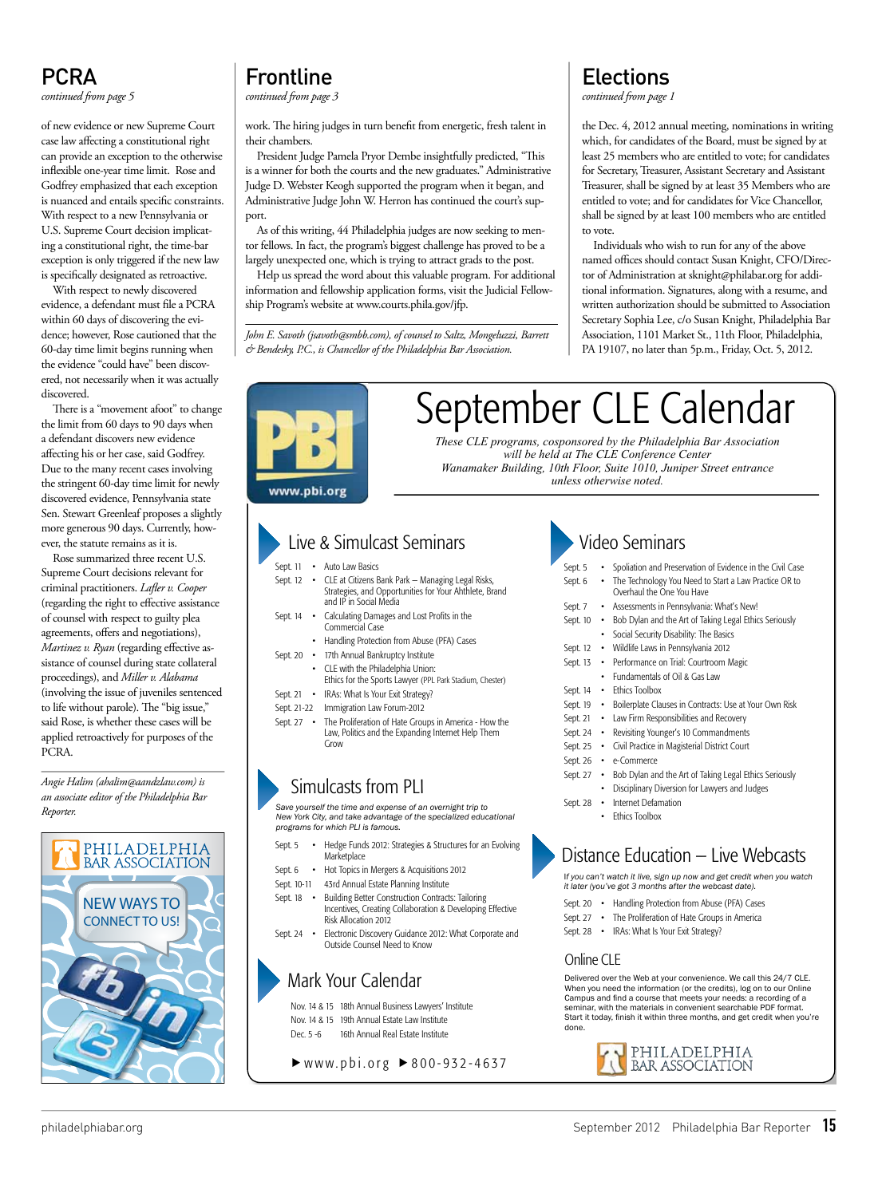## PCRA

*continued from page 5*

of new evidence or new Supreme Court case law affecting a constitutional right can provide an exception to the otherwise inflexible one-year time limit. Rose and Godfrey emphasized that each exception is nuanced and entails specific constraints. With respect to a new Pennsylvania or U.S. Supreme Court decision implicating a constitutional right, the time-bar exception is only triggered if the new law is specifically designated as retroactive.

With respect to newly discovered evidence, a defendant must file a PCRA within 60 days of discovering the evidence; however, Rose cautioned that the 60-day time limit begins running when the evidence "could have" been discovered, not necessarily when it was actually discovered.

There is a "movement afoot" to change the limit from 60 days to 90 days when a defendant discovers new evidence affecting his or her case, said Godfrey. Due to the many recent cases involving the stringent 60-day time limit for newly discovered evidence, Pennsylvania state Sen. Stewart Greenleaf proposes a slightly more generous 90 days. Currently, however, the statute remains as it is.

Rose summarized three recent U.S. Supreme Court decisions relevant for criminal practitioners. *Lafler v. Cooper* (regarding the right to effective assistance of counsel with respect to guilty plea agreements, offers and negotiations), *Martinez v. Ryan* (regarding effective assistance of counsel during state collateral proceedings), and *Miller v. Alabama* (involving the issue of juveniles sentenced to life without parole). The "big issue," said Rose, is whether these cases will be applied retroactively for purposes of the PCRA.

*Angie Halim (ahalim@aandzlaw.com) is an associate editor of the Philadelphia Bar Reporter.*

PHILADELPHIA BAR ASSOCIATION

NEW WAYS TO CONNECT TO US!

## Frontline

*continued from page 3*

work. The hiring judges in turn benefit from energetic, fresh talent in their chambers.

President Judge Pamela Pryor Dembe insightfully predicted, "This is a winner for both the courts and the new graduates." Administrative Judge D. Webster Keogh supported the program when it began, and Administrative Judge John W. Herron has continued the court's support.

As of this writing, 44 Philadelphia judges are now seeking to mentor fellows. In fact, the program's biggest challenge has proved to be a largely unexpected one, which is trying to attract grads to the post.

Help us spread the word about this valuable program. For additional information and fellowship application forms, visit the Judicial Fellowship Program's website at www.courts.phila.gov/jfp.

*John E. Savoth (jsavoth@smbb.com), of counsel to Saltz, Mongeluzzi, Barrett & Bendesky, P.C., is Chancellor of the Philadelphia Bar Association.*

## Elections

*continued from page 1*

the Dec. 4, 2012 annual meeting, nominations in writing which, for candidates of the Board, must be signed by at least 25 members who are entitled to vote; for candidates for Secretary, Treasurer, Assistant Secretary and Assistant Treasurer, shall be signed by at least 35 Members who are entitled to vote; and for candidates for Vice Chancellor, shall be signed by at least 100 members who are entitled to vote.

Individuals who wish to run for any of the above named offices should contact Susan Knight, CFO/Director of Administration at sknight@philabar.org for additional information. Signatures, along with a resume, and written authorization should be submitted to Association Secretary Sophia Lee, c/o Susan Knight, Philadelphia Bar Association, 1101 Market St., 11th Floor, Philadelphia, PA 19107, no later than 5p.m., Friday, Oct. 5, 2012.

# September CLE Calendar

PBI www.pbi.org

*These CLE programs, cosponsored by the Philadelphia Bar Association will be held at The CLE Conference Center Wanamaker Building, 10th Floor, Suite 1010, Juniper Street entrance unless otherwise noted.*

### Live & Simulcast Seminars

- Sept. 11 • Auto Law Basics
- Sept. 12 • CLE at Citizens Bank Park – Managing Legal Risks, Strategies, and Opportunities for Your Ahthlete, Brand and IP in Social Media
- Sept. 14 • Calculating Damages and Lost Profits in the Commercial Case
  - • Handling Protection from Abuse (PFA) Cases
- Sept. 20 • 17th Annual Bankruptcy Institute
  - • CLE with the Philadelphia Union: Ethics for the Sports Lawyer (PPL Park Stadium, Chester)
- Sept. 21 • IRAs: What Is Your Exit Strategy?
- Sept. 21-22 Immigration Law Forum-2012
- Sept. 27 • The Proliferation of Hate Groups in America - How the Law, Politics and the Expanding Internet Help Them Grow

### Simulcasts from PLI

*Save yourself the time and expense of an overnight trip to New York City, and take advantage of the specialized educational programs for which PLI is famous.*

- Sept. 5 • Hedge Funds 2012: Strategies & Structures for an Evolving Marketplace
- Sept. 6 • Hot Topics in Mergers & Acquisitions 2012
- Sept. 10-11 43rd Annual Estate Planning Institute
- Sept. 18 • Building Better Construction Contracts: Tailoring Incentives, Creating Collaboration & Developing Effective Risk Allocation 2012
- Sept. 24 • Electronic Discovery Guidance 2012: What Corporate and Outside Counsel Need to Know

### Mark Your Calendar

- Nov. 14 & 15 18th Annual Business Lawyers' Institute
- Nov. 14 & 15 19th Annual Estate Law Institute
- Dec. 5 -6 16th Annual Real Estate Institute

▶www.pbi.org ▶800-932-4637

### Video Seminars

- Sept. 5 • Spoliation and Preservation of Evidence in the Civil Case
- Sept. 6 • The Technology You Need to Start a Law Practice OR to Overhaul the One You Have
- Sept. 7 • Assessments in Pennsylvania: What's New!
- Sept. 10 • Bob Dylan and the Art of Taking Legal Ethics Seriously
  - • Social Security Disability: The Basics
- Sept. 12 • Wildlife Laws in Pennsylvania 2012
- Sept. 13 • Performance on Trial: Courtroom Magic
  - • Fundamentals of Oil & Gas Law
- Sept. 14 • Ethics Toolbox
- Sept. 19 • Boilerplate Clauses in Contracts: Use at Your Own Risk
- Sept. 21 • Law Firm Responsibilities and Recovery
- Sept. 24 • Revisiting Younger's 10 Commandments
- Sept. 25 • Civil Practice in Magisterial District Court
- Sept. 26 • e-Commerce
- Sept. 27 • Bob Dylan and the Art of Taking Legal Ethics Seriously
  - • Disciplinary Diversion for Lawyers and Judges
- Sept. 28 • Internet Defamation
  - • Ethics Toolbox

### Distance Education – Live Webcasts

*If you can't watch it live, sign up now and get credit when you watch it later (you've got 3 months after the webcast date).*

- Sept. 20 • Handling Protection from Abuse (PFA) Cases
- Sept. 27 • The Proliferation of Hate Groups in America
- Sept. 28 • IRAs: What Is Your Exit Strategy?

### Online CLE

Delivered over the Web at your convenience. We call this 24/7 CLE. When you need the information (or the credits), log on to our Online Campus and find a course that meets your needs: a recording of a seminar, with the materials in convenient searchable PDF format. Start it today, finish it within three months, and get credit when you're done.

PHILADELPHIA BAR ASSOCIATION